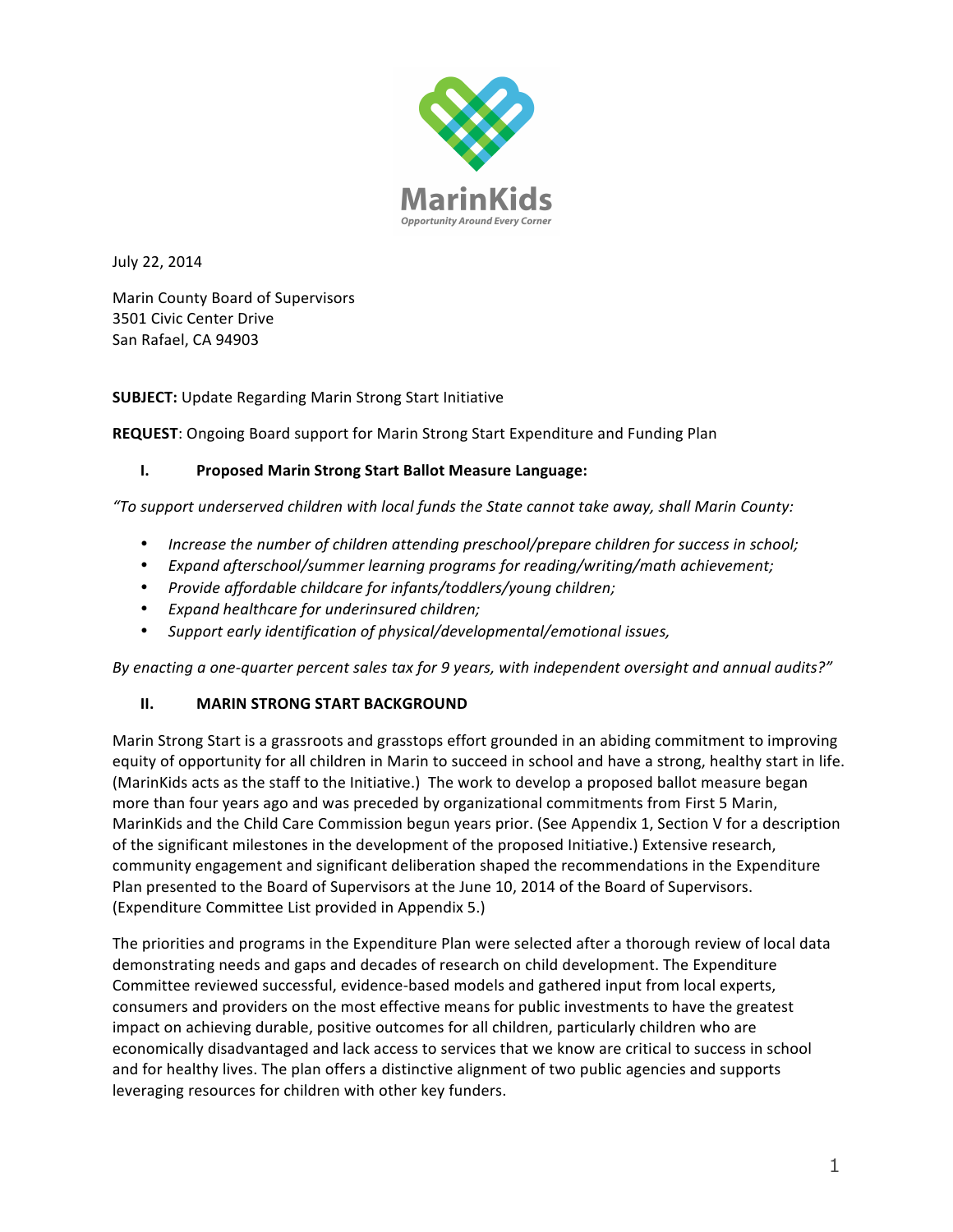MarinKids

Opportunity Around Every Corner

July 22, 2014

Marin County Board of Supervisors
3501 Civic Center Drive
San Rafael, CA 94903

**SUBJECT:** Update Regarding Marin Strong Start Initiative

**REQUEST**: Ongoing Board support for Marin Strong Start Expenditure and Funding Plan

## I. Proposed Marin Strong Start Ballot Measure Language:

*"To support underserved children with local funds the State cannot take away, shall Marin County:*

- *Increase the number of children attending preschool/prepare children for success in school;*
- *Expand afterschool/summer learning programs for reading/writing/math achievement;*
- *Provide affordable childcare for infants/toddlers/young children;*
- *Expand healthcare for underinsured children;*
- *Support early identification of physical/developmental/emotional issues,*

*By enacting a one-quarter percent sales tax for 9 years, with independent oversight and annual audits?"*

## II. MARIN STRONG START BACKGROUND

Marin Strong Start is a grassroots and grasstops effort grounded in an abiding commitment to improving equity of opportunity for all children in Marin to succeed in school and have a strong, healthy start in life. (MarinKids acts as the staff to the Initiative.) The work to develop a proposed ballot measure began more than four years ago and was preceded by organizational commitments from First 5 Marin, MarinKids and the Child Care Commission begun years prior. (See Appendix 1, Section V for a description of the significant milestones in the development of the proposed Initiative.) Extensive research, community engagement and significant deliberation shaped the recommendations in the Expenditure Plan presented to the Board of Supervisors at the June 10, 2014 of the Board of Supervisors. (Expenditure Committee List provided in Appendix 5.)

The priorities and programs in the Expenditure Plan were selected after a thorough review of local data demonstrating needs and gaps and decades of research on child development. The Expenditure Committee reviewed successful, evidence-based models and gathered input from local experts, consumers and providers on the most effective means for public investments to have the greatest impact on achieving durable, positive outcomes for all children, particularly children who are economically disadvantaged and lack access to services that we know are critical to success in school and for healthy lives. The plan offers a distinctive alignment of two public agencies and supports leveraging resources for children with other key funders.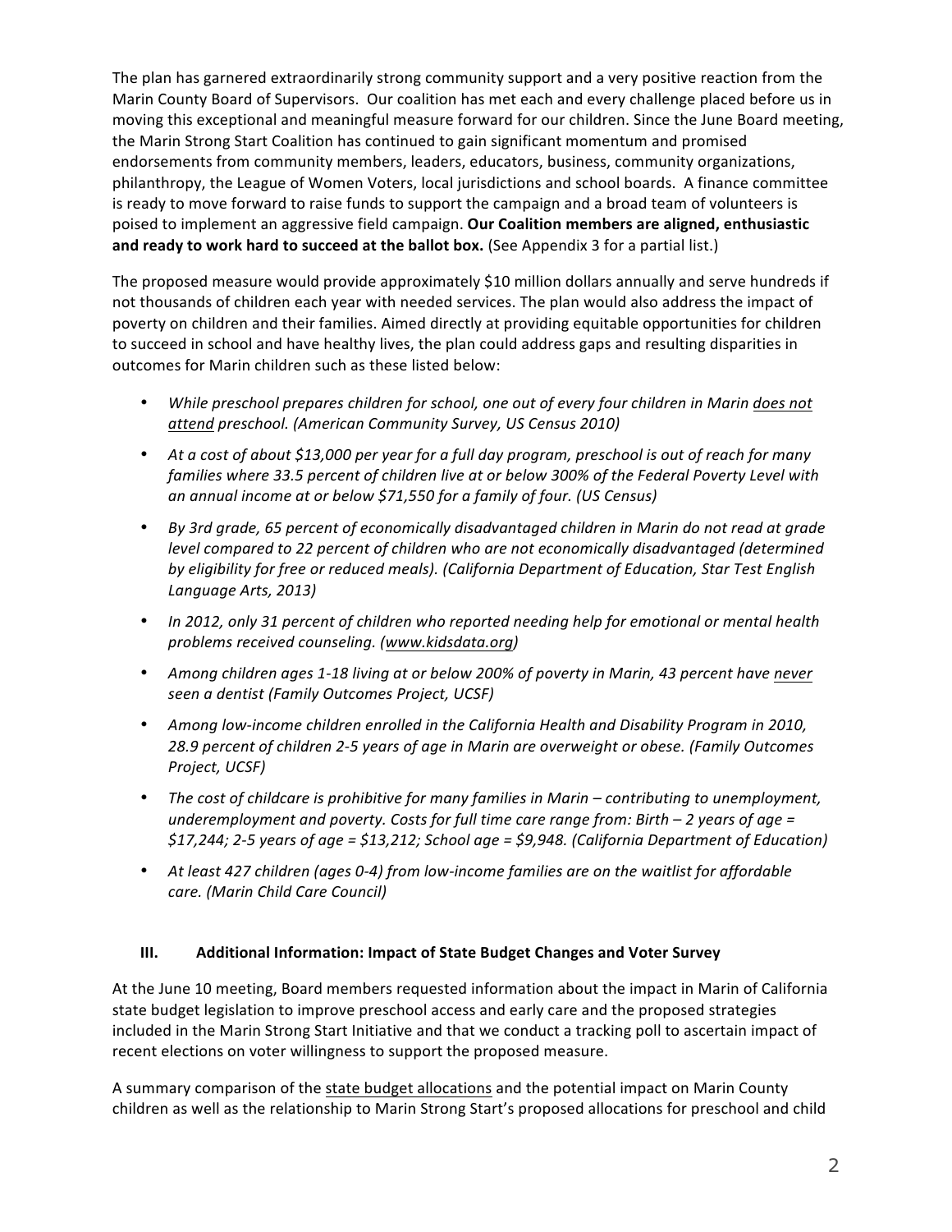The plan has garnered extraordinarily strong community support and a very positive reaction from the Marin County Board of Supervisors. Our coalition has met each and every challenge placed before us in moving this exceptional and meaningful measure forward for our children. Since the June Board meeting, the Marin Strong Start Coalition has continued to gain significant momentum and promised endorsements from community members, leaders, educators, business, community organizations, philanthropy, the League of Women Voters, local jurisdictions and school boards. A finance committee is ready to move forward to raise funds to support the campaign and a broad team of volunteers is poised to implement an aggressive field campaign. **Our Coalition members are aligned, enthusiastic and ready to work hard to succeed at the ballot box.** (See Appendix 3 for a partial list.)

The proposed measure would provide approximately $10 million dollars annually and serve hundreds if not thousands of children each year with needed services. The plan would also address the impact of poverty on children and their families. Aimed directly at providing equitable opportunities for children to succeed in school and have healthy lives, the plan could address gaps and resulting disparities in outcomes for Marin children such as these listed below:

- *While preschool prepares children for school, one out of every four children in Marin does not attend preschool. (American Community Survey, US Census 2010)*
- *At a cost of about $13,000 per year for a full day program, preschool is out of reach for many families where 33.5 percent of children live at or below 300% of the Federal Poverty Level with an annual income at or below $71,550 for a family of four. (US Census)*
- *By 3rd grade, 65 percent of economically disadvantaged children in Marin do not read at grade level compared to 22 percent of children who are not economically disadvantaged (determined by eligibility for free or reduced meals). (California Department of Education, Star Test English Language Arts, 2013)*
- *In 2012, only 31 percent of children who reported needing help for emotional or mental health problems received counseling. (www.kidsdata.org)*
- *Among children ages 1-18 living at or below 200% of poverty in Marin, 43 percent have never seen a dentist (Family Outcomes Project, UCSF)*
- *Among low-income children enrolled in the California Health and Disability Program in 2010, 28.9 percent of children 2-5 years of age in Marin are overweight or obese. (Family Outcomes Project, UCSF)*
- *The cost of childcare is prohibitive for many families in Marin – contributing to unemployment, underemployment and poverty. Costs for full time care range from: Birth – 2 years of age = $17,244; 2-5 years of age = $13,212; School age = $9,948. (California Department of Education)*
- *At least 427 children (ages 0-4) from low-income families are on the waitlist for affordable care. (Marin Child Care Council)*

## III. Additional Information: Impact of State Budget Changes and Voter Survey

At the June 10 meeting, Board members requested information about the impact in Marin of California state budget legislation to improve preschool access and early care and the proposed strategies included in the Marin Strong Start Initiative and that we conduct a tracking poll to ascertain impact of recent elections on voter willingness to support the proposed measure.

A summary comparison of the state budget allocations and the potential impact on Marin County children as well as the relationship to Marin Strong Start's proposed allocations for preschool and child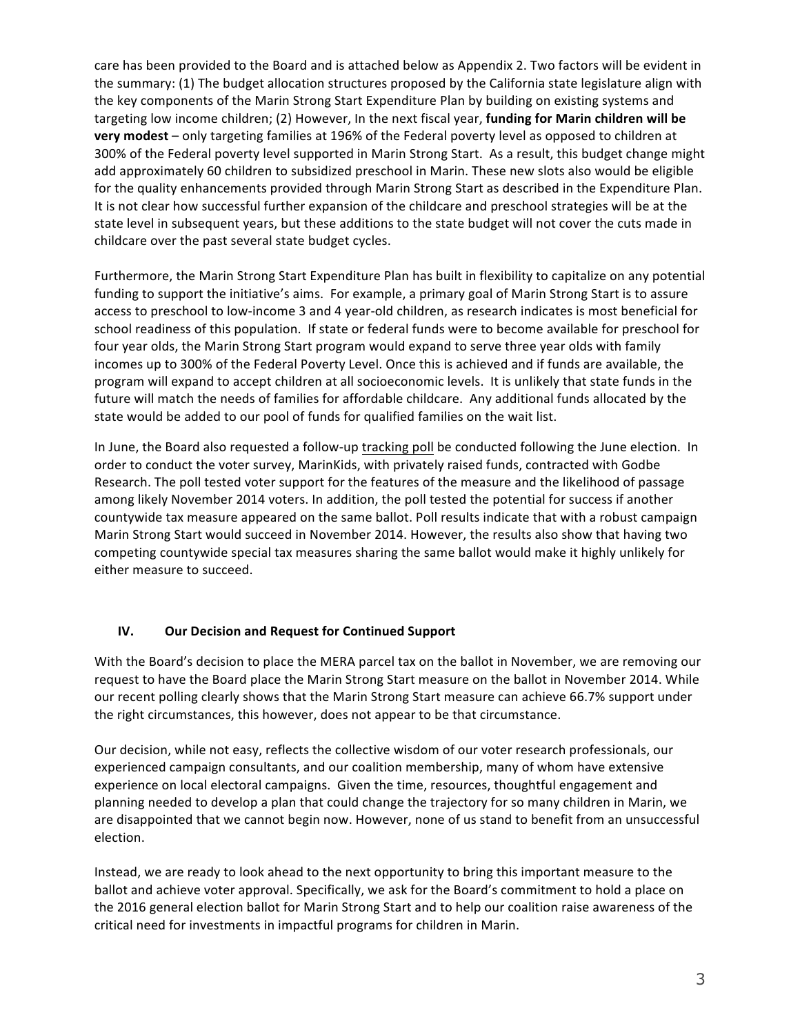care has been provided to the Board and is attached below as Appendix 2. Two factors will be evident in the summary: (1) The budget allocation structures proposed by the California state legislature align with the key components of the Marin Strong Start Expenditure Plan by building on existing systems and targeting low income children; (2) However, In the next fiscal year, **funding for Marin children will be very modest** – only targeting families at 196% of the Federal poverty level as opposed to children at 300% of the Federal poverty level supported in Marin Strong Start. As a result, this budget change might add approximately 60 children to subsidized preschool in Marin. These new slots also would be eligible for the quality enhancements provided through Marin Strong Start as described in the Expenditure Plan. It is not clear how successful further expansion of the childcare and preschool strategies will be at the state level in subsequent years, but these additions to the state budget will not cover the cuts made in childcare over the past several state budget cycles.

Furthermore, the Marin Strong Start Expenditure Plan has built in flexibility to capitalize on any potential funding to support the initiative's aims. For example, a primary goal of Marin Strong Start is to assure access to preschool to low-income 3 and 4 year-old children, as research indicates is most beneficial for school readiness of this population. If state or federal funds were to become available for preschool for four year olds, the Marin Strong Start program would expand to serve three year olds with family incomes up to 300% of the Federal Poverty Level. Once this is achieved and if funds are available, the program will expand to accept children at all socioeconomic levels. It is unlikely that state funds in the future will match the needs of families for affordable childcare. Any additional funds allocated by the state would be added to our pool of funds for qualified families on the wait list.

In June, the Board also requested a follow-up tracking poll be conducted following the June election. In order to conduct the voter survey, MarinKids, with privately raised funds, contracted with Godbe Research. The poll tested voter support for the features of the measure and the likelihood of passage among likely November 2014 voters. In addition, the poll tested the potential for success if another countywide tax measure appeared on the same ballot. Poll results indicate that with a robust campaign Marin Strong Start would succeed in November 2014. However, the results also show that having two competing countywide special tax measures sharing the same ballot would make it highly unlikely for either measure to succeed.

## IV. Our Decision and Request for Continued Support

With the Board's decision to place the MERA parcel tax on the ballot in November, we are removing our request to have the Board place the Marin Strong Start measure on the ballot in November 2014. While our recent polling clearly shows that the Marin Strong Start measure can achieve 66.7% support under the right circumstances, this however, does not appear to be that circumstance.

Our decision, while not easy, reflects the collective wisdom of our voter research professionals, our experienced campaign consultants, and our coalition membership, many of whom have extensive experience on local electoral campaigns. Given the time, resources, thoughtful engagement and planning needed to develop a plan that could change the trajectory for so many children in Marin, we are disappointed that we cannot begin now. However, none of us stand to benefit from an unsuccessful election.

Instead, we are ready to look ahead to the next opportunity to bring this important measure to the ballot and achieve voter approval. Specifically, we ask for the Board's commitment to hold a place on the 2016 general election ballot for Marin Strong Start and to help our coalition raise awareness of the critical need for investments in impactful programs for children in Marin.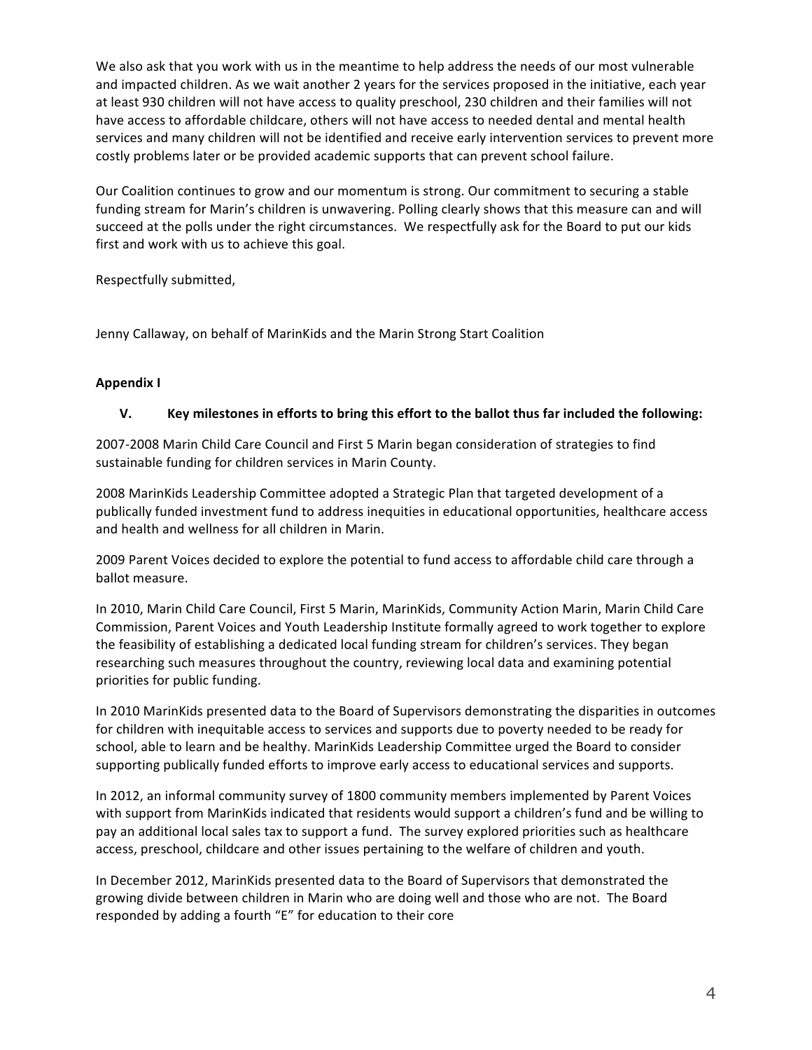We also ask that you work with us in the meantime to help address the needs of our most vulnerable and impacted children. As we wait another 2 years for the services proposed in the initiative, each year at least 930 children will not have access to quality preschool, 230 children and their families will not have access to affordable childcare, others will not have access to needed dental and mental health services and many children will not be identified and receive early intervention services to prevent more costly problems later or be provided academic supports that can prevent school failure.

Our Coalition continues to grow and our momentum is strong. Our commitment to securing a stable funding stream for Marin's children is unwavering. Polling clearly shows that this measure can and will succeed at the polls under the right circumstances. We respectfully ask for the Board to put our kids first and work with us to achieve this goal.

Respectfully submitted,

Jenny Callaway, on behalf of MarinKids and the Marin Strong Start Coalition

**Appendix I**

**V. Key milestones in efforts to bring this effort to the ballot thus far included the following:**

2007-2008 Marin Child Care Council and First 5 Marin began consideration of strategies to find sustainable funding for children services in Marin County.

2008 MarinKids Leadership Committee adopted a Strategic Plan that targeted development of a publically funded investment fund to address inequities in educational opportunities, healthcare access and health and wellness for all children in Marin.

2009 Parent Voices decided to explore the potential to fund access to affordable child care through a ballot measure.

In 2010, Marin Child Care Council, First 5 Marin, MarinKids, Community Action Marin, Marin Child Care Commission, Parent Voices and Youth Leadership Institute formally agreed to work together to explore the feasibility of establishing a dedicated local funding stream for children's services. They began researching such measures throughout the country, reviewing local data and examining potential priorities for public funding.

In 2010 MarinKids presented data to the Board of Supervisors demonstrating the disparities in outcomes for children with inequitable access to services and supports due to poverty needed to be ready for school, able to learn and be healthy. MarinKids Leadership Committee urged the Board to consider supporting publically funded efforts to improve early access to educational services and supports.

In 2012, an informal community survey of 1800 community members implemented by Parent Voices with support from MarinKids indicated that residents would support a children's fund and be willing to pay an additional local sales tax to support a fund. The survey explored priorities such as healthcare access, preschool, childcare and other issues pertaining to the welfare of children and youth.

In December 2012, MarinKids presented data to the Board of Supervisors that demonstrated the growing divide between children in Marin who are doing well and those who are not. The Board responded by adding a fourth "E" for education to their core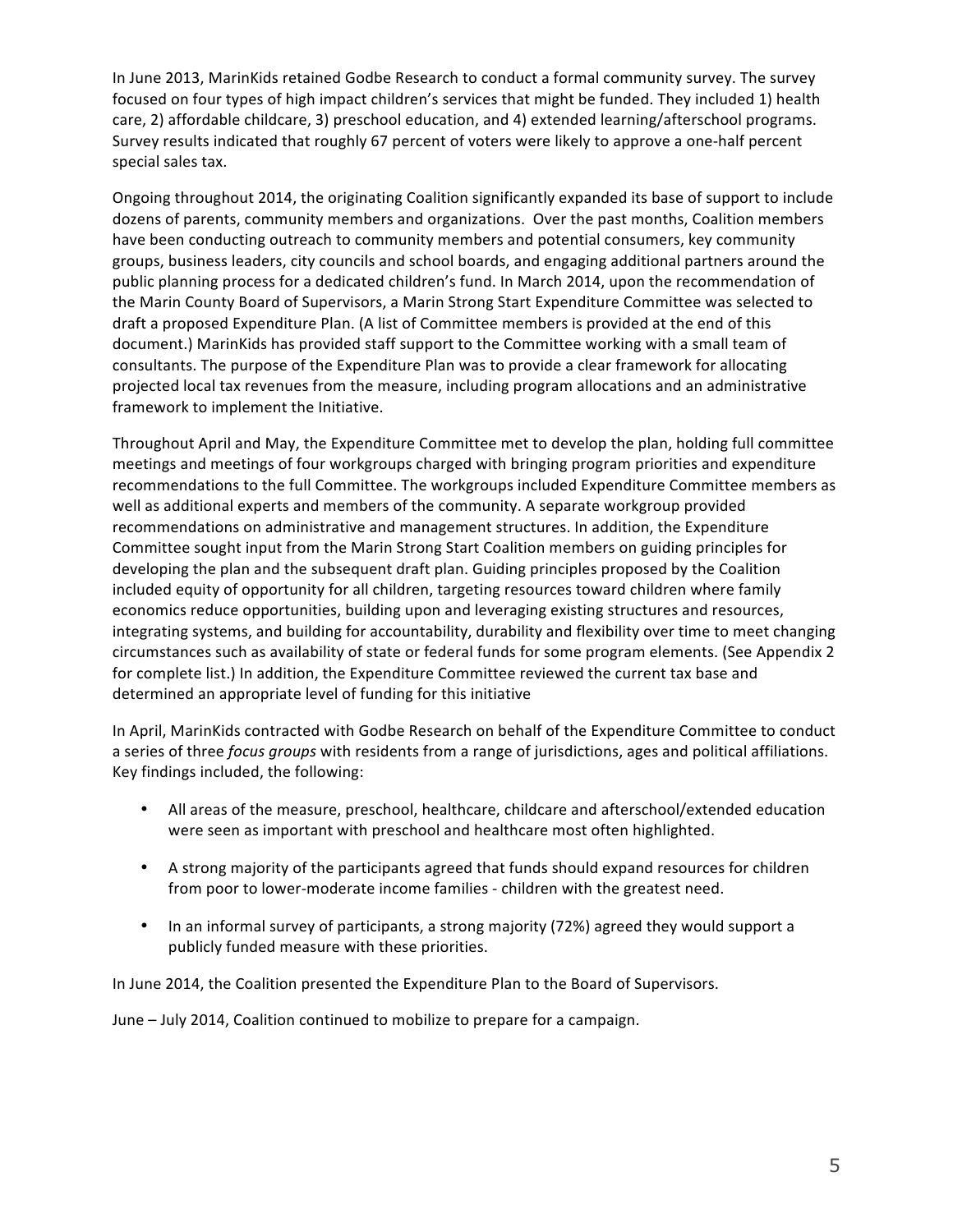In June 2013, MarinKids retained Godbe Research to conduct a formal community survey. The survey focused on four types of high impact children's services that might be funded. They included 1) health care, 2) affordable childcare, 3) preschool education, and 4) extended learning/afterschool programs. Survey results indicated that roughly 67 percent of voters were likely to approve a one-half percent special sales tax.

Ongoing throughout 2014, the originating Coalition significantly expanded its base of support to include dozens of parents, community members and organizations. Over the past months, Coalition members have been conducting outreach to community members and potential consumers, key community groups, business leaders, city councils and school boards, and engaging additional partners around the public planning process for a dedicated children's fund. In March 2014, upon the recommendation of the Marin County Board of Supervisors, a Marin Strong Start Expenditure Committee was selected to draft a proposed Expenditure Plan. (A list of Committee members is provided at the end of this document.) MarinKids has provided staff support to the Committee working with a small team of consultants. The purpose of the Expenditure Plan was to provide a clear framework for allocating projected local tax revenues from the measure, including program allocations and an administrative framework to implement the Initiative.

Throughout April and May, the Expenditure Committee met to develop the plan, holding full committee meetings and meetings of four workgroups charged with bringing program priorities and expenditure recommendations to the full Committee. The workgroups included Expenditure Committee members as well as additional experts and members of the community. A separate workgroup provided recommendations on administrative and management structures. In addition, the Expenditure Committee sought input from the Marin Strong Start Coalition members on guiding principles for developing the plan and the subsequent draft plan. Guiding principles proposed by the Coalition included equity of opportunity for all children, targeting resources toward children where family economics reduce opportunities, building upon and leveraging existing structures and resources, integrating systems, and building for accountability, durability and flexibility over time to meet changing circumstances such as availability of state or federal funds for some program elements. (See Appendix 2 for complete list.) In addition, the Expenditure Committee reviewed the current tax base and determined an appropriate level of funding for this initiative

In April, MarinKids contracted with Godbe Research on behalf of the Expenditure Committee to conduct a series of three *focus groups* with residents from a range of jurisdictions, ages and political affiliations. Key findings included, the following:

- All areas of the measure, preschool, healthcare, childcare and afterschool/extended education were seen as important with preschool and healthcare most often highlighted.
- A strong majority of the participants agreed that funds should expand resources for children from poor to lower-moderate income families - children with the greatest need.
- In an informal survey of participants, a strong majority (72%) agreed they would support a publicly funded measure with these priorities.

In June 2014, the Coalition presented the Expenditure Plan to the Board of Supervisors.

June – July 2014, Coalition continued to mobilize to prepare for a campaign.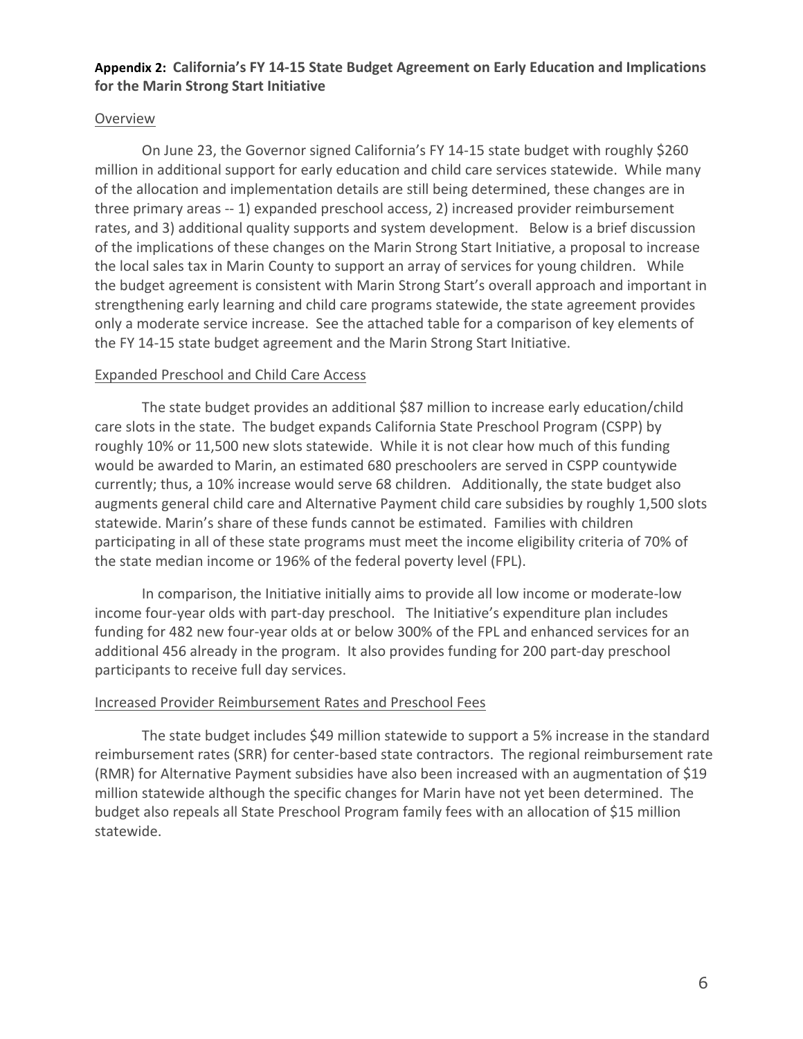## Appendix 2: California's FY 14-15 State Budget Agreement on Early Education and Implications for the Marin Strong Start Initiative

### Overview

On June 23, the Governor signed California's FY 14-15 state budget with roughly $260 million in additional support for early education and child care services statewide. While many of the allocation and implementation details are still being determined, these changes are in three primary areas -- 1) expanded preschool access, 2) increased provider reimbursement rates, and 3) additional quality supports and system development. Below is a brief discussion of the implications of these changes on the Marin Strong Start Initiative, a proposal to increase the local sales tax in Marin County to support an array of services for young children. While the budget agreement is consistent with Marin Strong Start's overall approach and important in strengthening early learning and child care programs statewide, the state agreement provides only a moderate service increase. See the attached table for a comparison of key elements of the FY 14-15 state budget agreement and the Marin Strong Start Initiative.

### Expanded Preschool and Child Care Access

The state budget provides an additional $87 million to increase early education/child care slots in the state. The budget expands California State Preschool Program (CSPP) by roughly 10% or 11,500 new slots statewide. While it is not clear how much of this funding would be awarded to Marin, an estimated 680 preschoolers are served in CSPP countywide currently; thus, a 10% increase would serve 68 children. Additionally, the state budget also augments general child care and Alternative Payment child care subsidies by roughly 1,500 slots statewide. Marin's share of these funds cannot be estimated. Families with children participating in all of these state programs must meet the income eligibility criteria of 70% of the state median income or 196% of the federal poverty level (FPL).

In comparison, the Initiative initially aims to provide all low income or moderate-low income four-year olds with part-day preschool. The Initiative's expenditure plan includes funding for 482 new four-year olds at or below 300% of the FPL and enhanced services for an additional 456 already in the program. It also provides funding for 200 part-day preschool participants to receive full day services.

### Increased Provider Reimbursement Rates and Preschool Fees

The state budget includes $49 million statewide to support a 5% increase in the standard reimbursement rates (SRR) for center-based state contractors. The regional reimbursement rate (RMR) for Alternative Payment subsidies have also been increased with an augmentation of $19 million statewide although the specific changes for Marin have not yet been determined. The budget also repeals all State Preschool Program family fees with an allocation of $15 million statewide.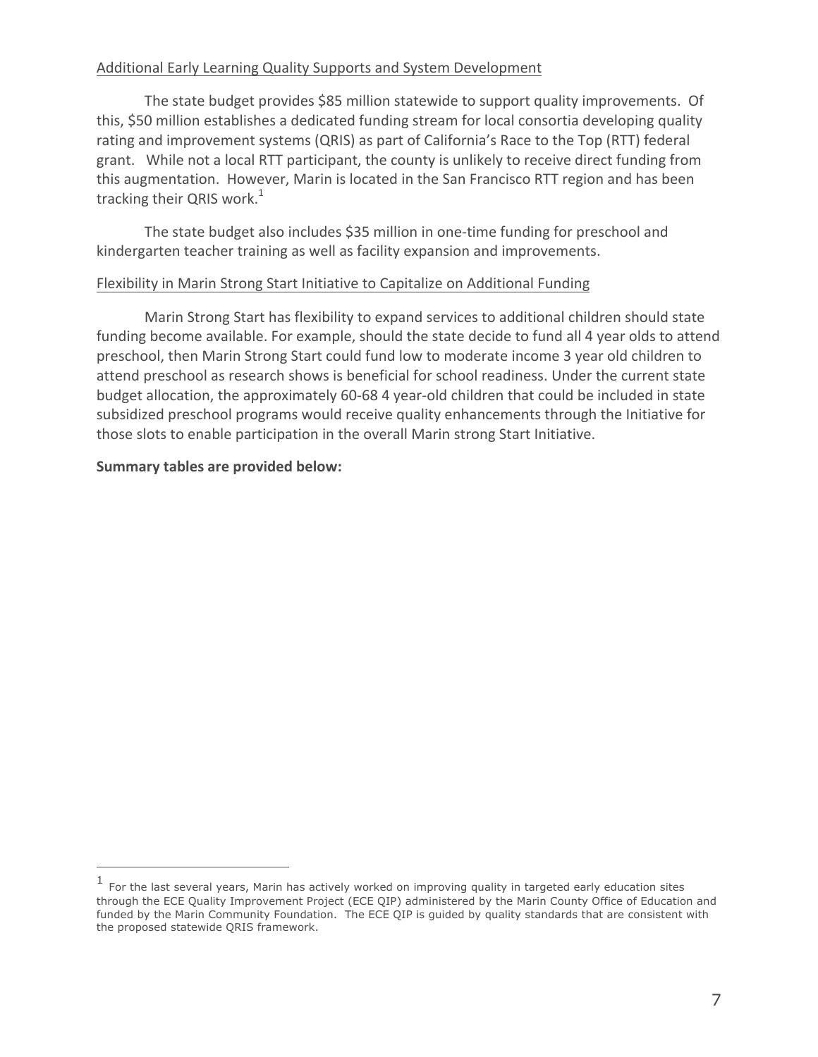Additional Early Learning Quality Supports and System Development

The state budget provides $85 million statewide to support quality improvements. Of this, $50 million establishes a dedicated funding stream for local consortia developing quality rating and improvement systems (QRIS) as part of California's Race to the Top (RTT) federal grant. While not a local RTT participant, the county is unlikely to receive direct funding from this augmentation. However, Marin is located in the San Francisco RTT region and has been tracking their QRIS work.[1]

The state budget also includes $35 million in one-time funding for preschool and kindergarten teacher training as well as facility expansion and improvements.

Flexibility in Marin Strong Start Initiative to Capitalize on Additional Funding

Marin Strong Start has flexibility to expand services to additional children should state funding become available. For example, should the state decide to fund all 4 year olds to attend preschool, then Marin Strong Start could fund low to moderate income 3 year old children to attend preschool as research shows is beneficial for school readiness. Under the current state budget allocation, the approximately 60-68 4 year-old children that could be included in state subsidized preschool programs would receive quality enhancements through the Initiative for those slots to enable participation in the overall Marin strong Start Initiative.

**Summary tables are provided below:**

[1] For the last several years, Marin has actively worked on improving quality in targeted early education sites through the ECE Quality Improvement Project (ECE QIP) administered by the Marin County Office of Education and funded by the Marin Community Foundation. The ECE QIP is guided by quality standards that are consistent with the proposed statewide QRIS framework.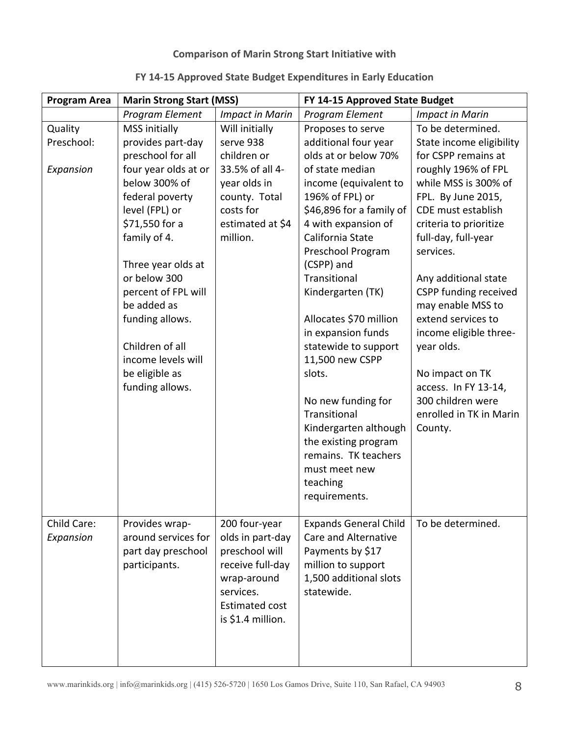**Comparison of Marin Strong Start Initiative with**

**FY 14-15 Approved State Budget Expenditures in Early Education**

| Program Area | Marin Strong Start (MSS) | | FY 14-15 Approved State Budget | |
|---|---|---|---|---|
| | *Program Element* | *Impact in Marin* | *Program Element* | *Impact in Marin* |
| Quality Preschool: *Expansion* | MSS initially provides part-day preschool for all four year olds at or below 300% of federal poverty level (FPL) or $71,550 for a family of 4. Three year olds at or below 300 percent of FPL will be added as funding allows. Children of all income levels will be eligible as funding allows. | Will initially serve 938 children or 33.5% of all 4-year olds in county. Total costs for estimated at $4 million. | Proposes to serve additional four year olds at or below 70% of state median income (equivalent to 196% of FPL) or $46,896 for a family of 4 with expansion of California State Preschool Program (CSPP) and Transitional Kindergarten (TK). Allocates $70 million in expansion funds statewide to support 11,500 new CSPP slots. No new funding for Transitional Kindergarten although the existing program remains. TK teachers must meet new teaching requirements. | To be determined. State income eligibility for CSPP remains at roughly 196% of FPL while MSS is 300% of FPL. By June 2015, CDE must establish criteria to prioritize full-day, full-year services. Any additional state CSPP funding received may enable MSS to extend services to income eligible three-year olds. No impact on TK access. In FY 13-14, 300 children were enrolled in TK in Marin County. |
| Child Care: *Expansion* | Provides wrap-around services for part day preschool participants. | 200 four-year olds in part-day preschool will receive full-day wrap-around services. Estimated cost is $1.4 million. | Expands General Child Care and Alternative Payments by $17 million to support 1,500 additional slots statewide. | To be determined. |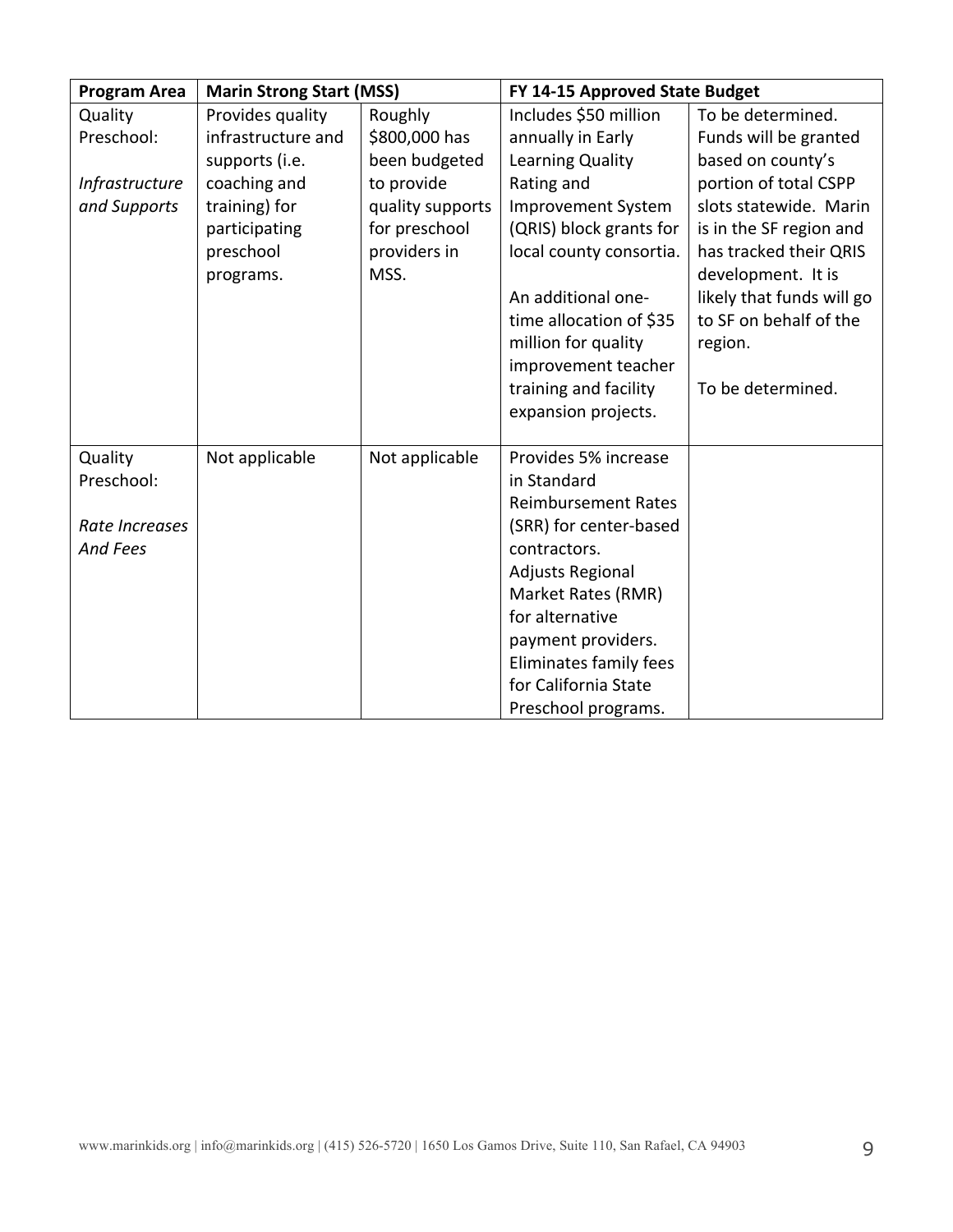| **Program Area** | **Marin Strong Start (MSS)** | | **FY 14-15 Approved State Budget** | |
|---|---|---|---|---|
| Quality Preschool: *Infrastructure and Supports* | Provides quality infrastructure and supports (i.e. coaching and training) for participating preschool programs. | Roughly $800,000 has been budgeted to provide quality supports for preschool providers in MSS. | Includes $50 million annually in Early Learning Quality Rating and Improvement System (QRIS) block grants for local county consortia.<br><br>An additional one-time allocation of $35 million for quality improvement teacher training and facility expansion projects. | To be determined. Funds will be granted based on county's portion of total CSPP slots statewide. Marin is in the SF region and has tracked their QRIS development. It is likely that funds will go to SF on behalf of the region.<br><br>To be determined. |
| Quality Preschool: *Rate Increases And Fees* | Not applicable | Not applicable | Provides 5% increase in Standard Reimbursement Rates (SRR) for center-based contractors.<br>Adjusts Regional Market Rates (RMR) for alternative payment providers.<br>Eliminates family fees for California State Preschool programs. | |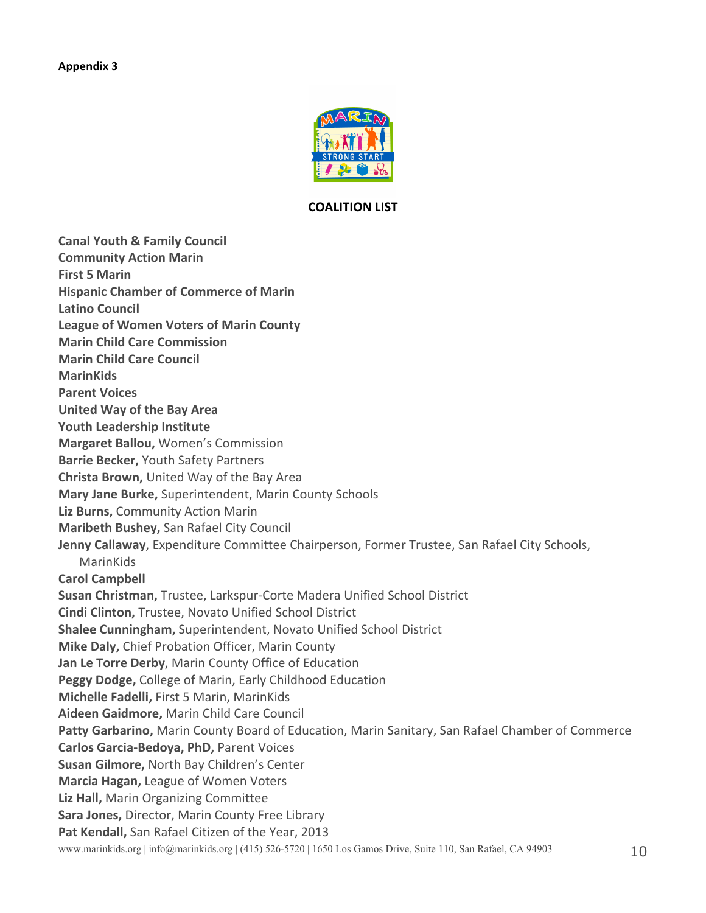**Appendix 3**

**COALITION LIST**

**Canal Youth & Family Council**
**Community Action Marin**
**First 5 Marin**
**Hispanic Chamber of Commerce of Marin**
**Latino Council**
**League of Women Voters of Marin County**
**Marin Child Care Commission**
**Marin Child Care Council**
**MarinKids**
**Parent Voices**
**United Way of the Bay Area**
**Youth Leadership Institute**
**Margaret Ballou,** Women's Commission
**Barrie Becker,** Youth Safety Partners
**Christa Brown,** United Way of the Bay Area
**Mary Jane Burke,** Superintendent, Marin County Schools
**Liz Burns,** Community Action Marin
**Maribeth Bushey,** San Rafael City Council
**Jenny Callaway**, Expenditure Committee Chairperson, Former Trustee, San Rafael City Schools, MarinKids
**Carol Campbell**
**Susan Christman,** Trustee, Larkspur-Corte Madera Unified School District
**Cindi Clinton,** Trustee, Novato Unified School District
**Shalee Cunningham,** Superintendent, Novato Unified School District
**Mike Daly,** Chief Probation Officer, Marin County
**Jan Le Torre Derby**, Marin County Office of Education
**Peggy Dodge,** College of Marin, Early Childhood Education
**Michelle Fadelli,** First 5 Marin, MarinKids
**Aideen Gaidmore,** Marin Child Care Council
**Patty Garbarino,** Marin County Board of Education, Marin Sanitary, San Rafael Chamber of Commerce
**Carlos Garcia-Bedoya, PhD,** Parent Voices
**Susan Gilmore,** North Bay Children's Center
**Marcia Hagan,** League of Women Voters
**Liz Hall,** Marin Organizing Committee
**Sara Jones,** Director, Marin County Free Library
**Pat Kendall,** San Rafael Citizen of the Year, 2013

www.marinkids.org | info@marinkids.org | (415) 526-5720 | 1650 Los Gamos Drive, Suite 110, San Rafael, CA 94903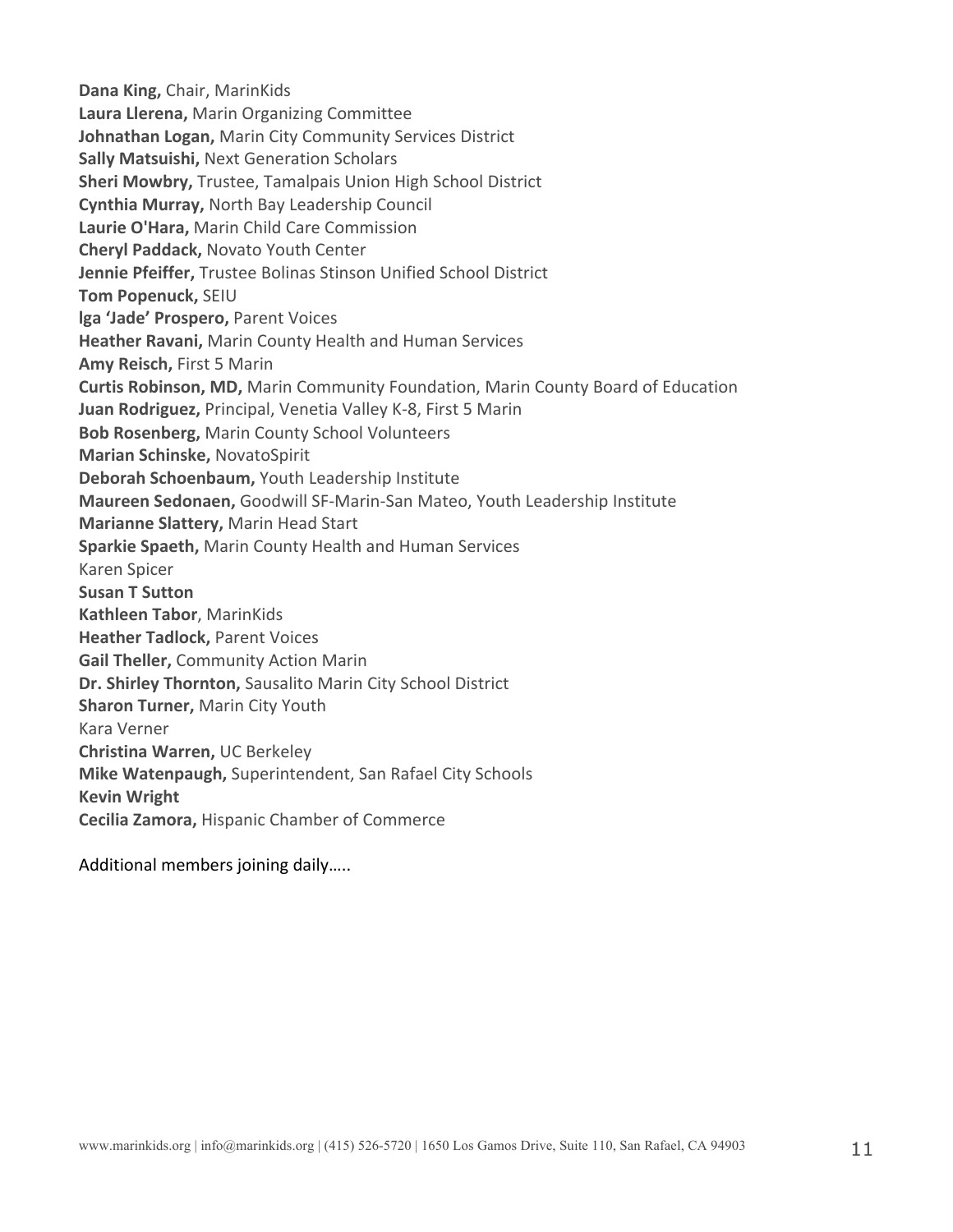**Dana King,** Chair, MarinKids  
**Laura Llerena,** Marin Organizing Committee  
**Johnathan Logan,** Marin City Community Services District  
**Sally Matsuishi,** Next Generation Scholars  
**Sheri Mowbry,** Trustee, Tamalpais Union High School District  
**Cynthia Murray,** North Bay Leadership Council  
**Laurie O'Hara,** Marin Child Care Commission  
**Cheryl Paddack,** Novato Youth Center  
**Jennie Pfeiffer,** Trustee Bolinas Stinson Unified School District  
**Tom Popenuck,** SEIU  
**Iga 'Jade' Prospero,** Parent Voices  
**Heather Ravani,** Marin County Health and Human Services  
**Amy Reisch,** First 5 Marin  
**Curtis Robinson, MD,** Marin Community Foundation, Marin County Board of Education  
**Juan Rodriguez,** Principal, Venetia Valley K-8, First 5 Marin  
**Bob Rosenberg,** Marin County School Volunteers  
**Marian Schinske,** NovatoSpirit  
**Deborah Schoenbaum,** Youth Leadership Institute  
**Maureen Sedonaen,** Goodwill SF-Marin-San Mateo, Youth Leadership Institute  
**Marianne Slattery,** Marin Head Start  
**Sparkie Spaeth,** Marin County Health and Human Services  
Karen Spicer  
**Susan T Sutton**  
**Kathleen Tabor**, MarinKids  
**Heather Tadlock,** Parent Voices  
**Gail Theller,** Community Action Marin  
**Dr. Shirley Thornton,** Sausalito Marin City School District  
**Sharon Turner,** Marin City Youth  
Kara Verner  
**Christina Warren,** UC Berkeley  
**Mike Watenpaugh,** Superintendent, San Rafael City Schools  
**Kevin Wright**  
**Cecilia Zamora,** Hispanic Chamber of Commerce

Additional members joining daily…..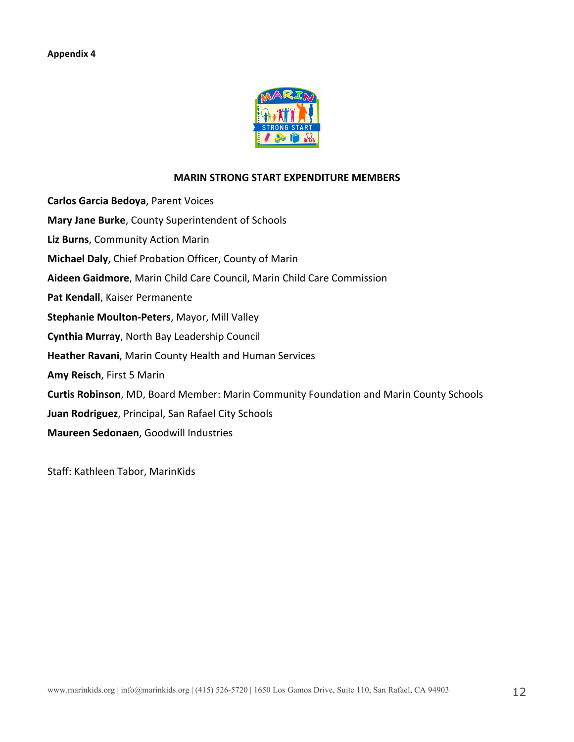**Appendix 4**

## MARIN STRONG START EXPENDITURE MEMBERS

**Carlos Garcia Bedoya**, Parent Voices

**Mary Jane Burke**, County Superintendent of Schools

**Liz Burns**, Community Action Marin

**Michael Daly**, Chief Probation Officer, County of Marin

**Aideen Gaidmore**, Marin Child Care Council, Marin Child Care Commission

**Pat Kendall**, Kaiser Permanente

**Stephanie Moulton-Peters**, Mayor, Mill Valley

**Cynthia Murray**, North Bay Leadership Council

**Heather Ravani**, Marin County Health and Human Services

**Amy Reisch**, First 5 Marin

**Curtis Robinson**, MD, Board Member: Marin Community Foundation and Marin County Schools

**Juan Rodriguez**, Principal, San Rafael City Schools

**Maureen Sedonaen**, Goodwill Industries

Staff: Kathleen Tabor, MarinKids

www.marinkids.org | info@marinkids.org | (415) 526-5720 | 1650 Los Gamos Drive, Suite 110, San Rafael, CA 94903